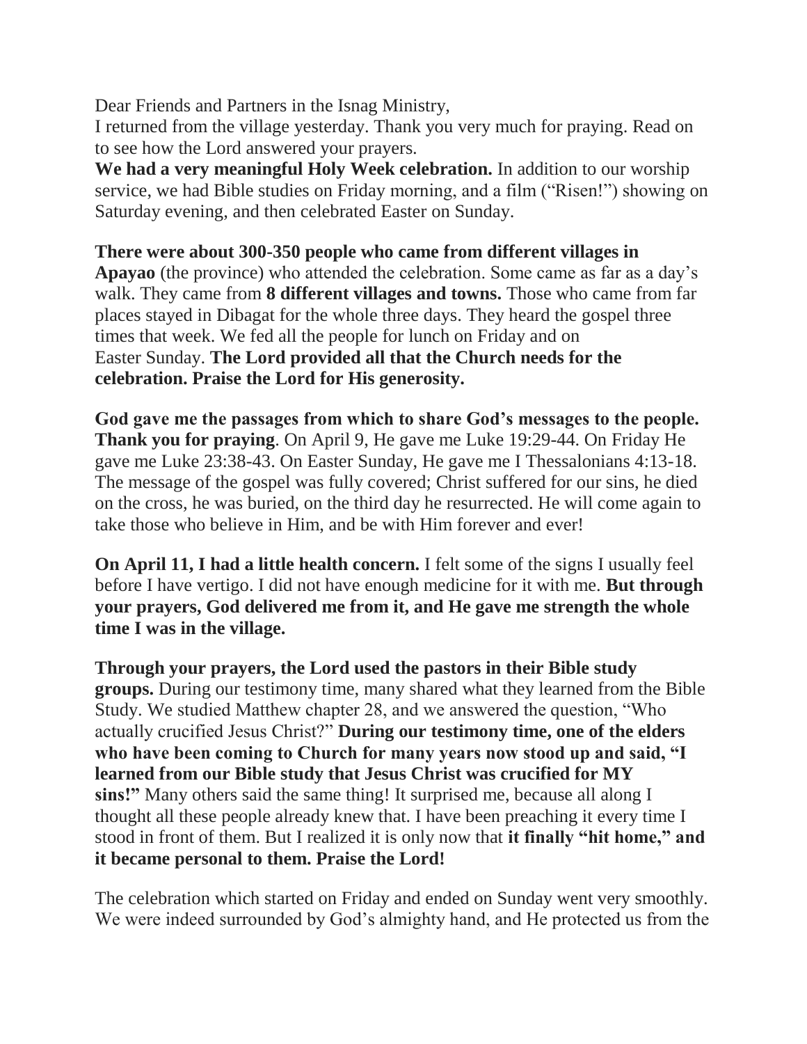Dear Friends and Partners in the Isnag Ministry,

I returned from the village yesterday. Thank you very much for praying. Read on to see how the Lord answered your prayers.

**We had a very meaningful Holy Week celebration.** In addition to our worship service, we had Bible studies on Friday morning, and a film ("Risen!") showing on Saturday evening, and then celebrated Easter on Sunday.

**There were about 300-350 people who came from different villages in Apayao** (the province) who attended the celebration. Some came as far as a day's walk. They came from **8 different villages and towns.** Those who came from far places stayed in Dibagat for the whole three days. They heard the gospel three times that week. We fed all the people for lunch on Friday and on Easter Sunday. **The Lord provided all that the Church needs for the celebration. Praise the Lord for His generosity.**

**God gave me the passages from which to share God's messages to the people. Thank you for praying**. On April 9, He gave me Luke 19:29-44. On Friday He gave me Luke 23:38-43. On Easter Sunday, He gave me I Thessalonians 4:13-18. The message of the gospel was fully covered; Christ suffered for our sins, he died on the cross, he was buried, on the third day he resurrected. He will come again to take those who believe in Him, and be with Him forever and ever!

**On April 11, I had a little health concern.** I felt some of the signs I usually feel before I have vertigo. I did not have enough medicine for it with me. **But through your prayers, God delivered me from it, and He gave me strength the whole time I was in the village.**

**Through your prayers, the Lord used the pastors in their Bible study groups.** During our testimony time, many shared what they learned from the Bible Study. We studied Matthew chapter 28, and we answered the question, "Who actually crucified Jesus Christ?" **During our testimony time, one of the elders who have been coming to Church for many years now stood up and said, "I learned from our Bible study that Jesus Christ was crucified for MY sins!"** Many others said the same thing! It surprised me, because all along I thought all these people already knew that. I have been preaching it every time I stood in front of them. But I realized it is only now that **it finally "hit home," and it became personal to them. Praise the Lord!**

The celebration which started on Friday and ended on Sunday went very smoothly. We were indeed surrounded by God's almighty hand, and He protected us from the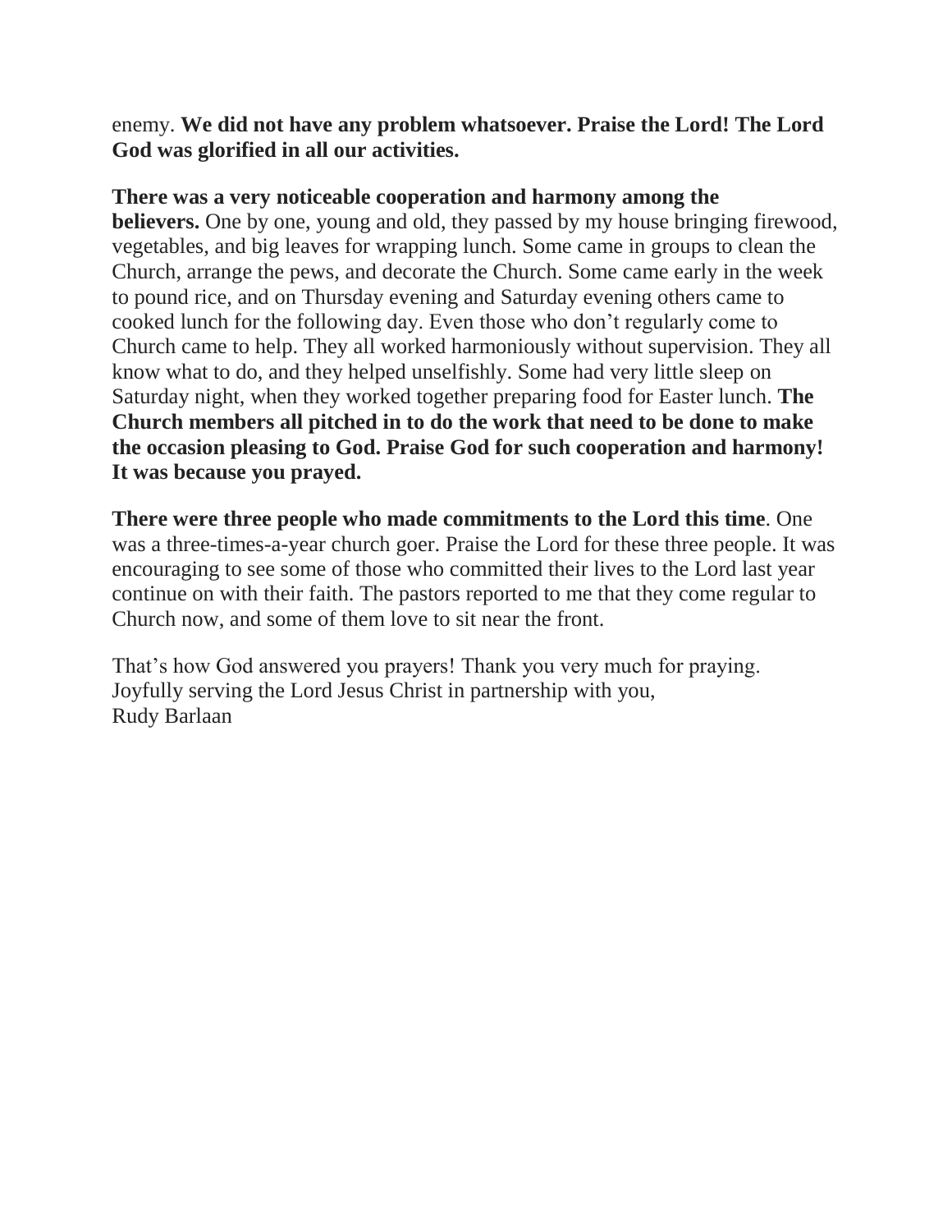enemy. **We did not have any problem whatsoever. Praise the Lord! The Lord God was glorified in all our activities.**

**There was a very noticeable cooperation and harmony among the believers.** One by one, young and old, they passed by my house bringing firewood, vegetables, and big leaves for wrapping lunch. Some came in groups to clean the Church, arrange the pews, and decorate the Church. Some came early in the week to pound rice, and on Thursday evening and Saturday evening others came to cooked lunch for the following day. Even those who don't regularly come to Church came to help. They all worked harmoniously without supervision. They all know what to do, and they helped unselfishly. Some had very little sleep on Saturday night, when they worked together preparing food for Easter lunch. **The Church members all pitched in to do the work that need to be done to make the occasion pleasing to God. Praise God for such cooperation and harmony! It was because you prayed.**

**There were three people who made commitments to the Lord this time**. One was a three-times-a-year church goer. Praise the Lord for these three people. It was encouraging to see some of those who committed their lives to the Lord last year continue on with their faith. The pastors reported to me that they come regular to Church now, and some of them love to sit near the front.

That's how God answered you prayers! Thank you very much for praying.
Joyfully serving the Lord Jesus Christ in partnership with you,
Rudy Barlaan